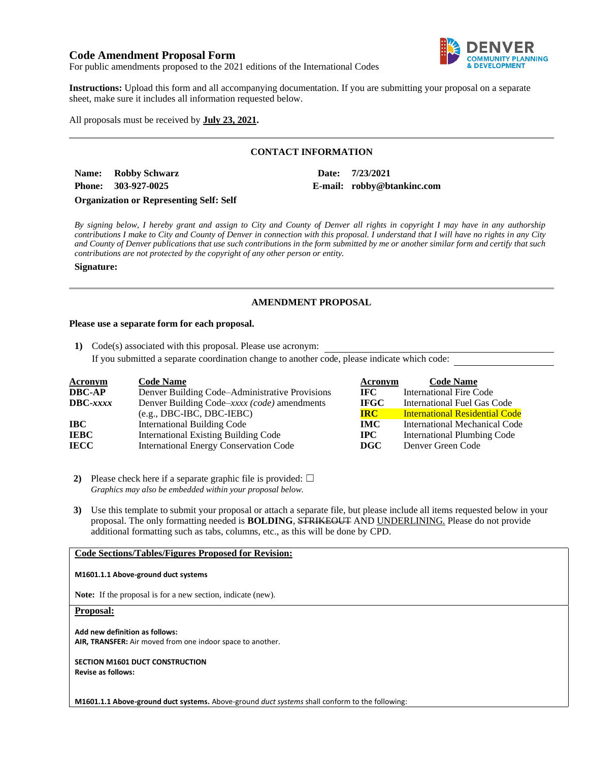# Code Amendment Proposal Form

For public amendments proposed to the 2021 editions of the International Codes

**Instructions:** Upload this form and all accompanying documentation. If you are submitting your proposal on a separate sheet, make sure it includes all information requested below.

All proposals must be received by **July 23, 2021.**

---

## CONTACT INFORMATION

**Name:** **Robby Schwarz**
**Date:** **7/23/2021**
**Phone:** **303-927-0025**
**E-mail:** **robby@btankinc.com**
**Organization or Representing Self: Self**

*By signing below, I hereby grant and assign to City and County of Denver all rights in copyright I may have in any authorship contributions I make to City and County of Denver in connection with this proposal. I understand that I will have no rights in any City and County of Denver publications that use such contributions in the form submitted by me or another similar form and certify that such contributions are not protected by the copyright of any other person or entity.*

**Signature:**

---

## AMENDMENT PROPOSAL

**Please use a separate form for each proposal.**

1) Code(s) associated with this proposal. Please use acronym: \_\_\_\_\_\_\_\_\_\_\_\_\_\_\_\_\_\_\_\_
If you submitted a separate coordination change to another code, please indicate which code: \_\_\_\_\_\_\_\_\_\_\_\_\_\_\_\_\_\_\_\_

| Acronym | Code Name | Acronym | Code Name |
|---|---|---|---|
| **DBC-AP** | Denver Building Code–Administrative Provisions | **IFC** | International Fire Code |
| **DBC-*xxxx*** | Denver Building Code–*xxxx (code)* amendments (e.g., DBC-IBC, DBC-IEBC) | **IFGC** | International Fuel Gas Code |
| **IBC** | International Building Code | **IRC** | International Residential Code |
| **IEBC** | International Existing Building Code | **IMC** | International Mechanical Code |
| **IECC** | International Energy Conservation Code | **IPC** | International Plumbing Code |
| | | **DGC** | Denver Green Code |

2) Please check here if a separate graphic file is provided: ☐
*Graphics may also be embedded within your proposal below.*

3) Use this template to submit your proposal or attach a separate file, but please include all items requested below in your proposal. The only formatting needed is **BOLDING**, ~~STRIKEOUT~~ AND UNDERLINING. Please do not provide additional formatting such as tabs, columns, etc., as this will be done by CPD.

**Code Sections/Tables/Figures Proposed for Revision:**

**M1601.1.1 Above-ground duct systems**

**Note:** If the proposal is for a new section, indicate (new).

**Proposal:**

**Add new definition as follows:**
**AIR, TRANSFER:** Air moved from one indoor space to another.

**SECTION M1601 DUCT CONSTRUCTION**
**Revise as follows:**

**M1601.1.1 Above-ground duct systems.** Above-ground *duct systems* shall conform to the following: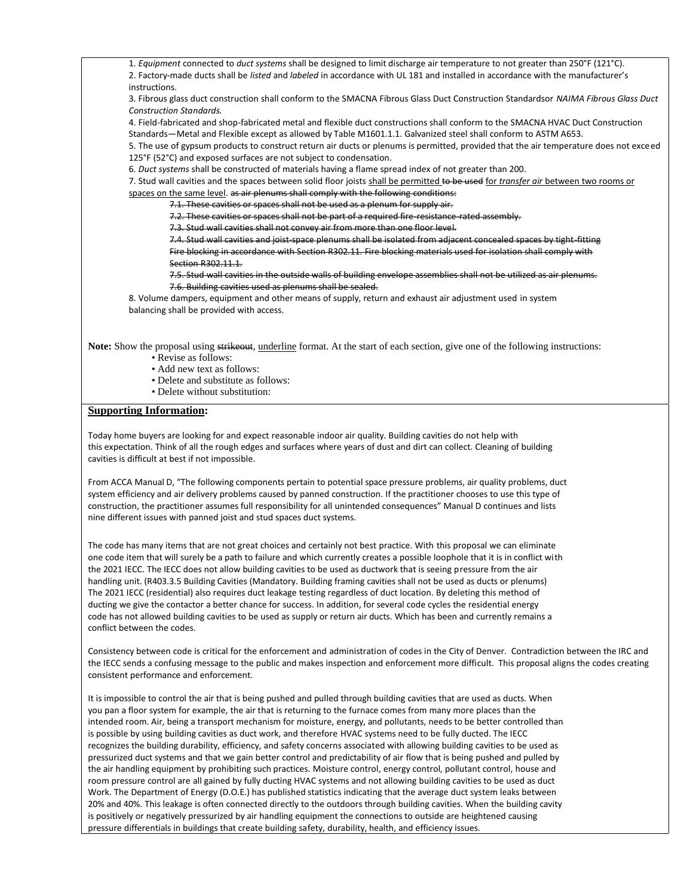1. *Equipment* connected to *duct systems* shall be designed to limit discharge air temperature to not greater than 250°F (121°C).

2. Factory-made ducts shall be *listed* and *labeled* in accordance with UL 181 and installed in accordance with the manufacturer's instructions.

3. Fibrous glass duct construction shall conform to the SMACNA Fibrous Glass Duct Construction Standardsor *NAIMA Fibrous Glass Duct Construction Standards.*

4. Field-fabricated and shop-fabricated metal and flexible duct constructions shall conform to the SMACNA HVAC Duct Construction Standards—Metal and Flexible except as allowed by Table M1601.1.1. Galvanized steel shall conform to ASTM A653.

5. The use of gypsum products to construct return air ducts or plenums is permitted, provided that the air temperature does not exceed 125°F (52°C) and exposed surfaces are not subject to condensation.

6. *Duct systems* shall be constructed of materials having a flame spread index of not greater than 200.

7. Stud wall cavities and the spaces between solid floor joists <u>shall be permitted</u> ~~to be used~~ for *transfer air* between two rooms or spaces on the same level. ~~as air plenums shall comply with the following conditions:~~

~~7.1. These cavities or spaces shall not be used as a plenum for supply air.~~

~~7.2. These cavities or spaces shall not be part of a required fire-resistance-rated assembly.~~

~~7.3. Stud wall cavities shall not convey air from more than one floor level.~~

~~7.4. Stud wall cavities and joist-space plenums shall be isolated from adjacent concealed spaces by tight-fitting Fire blocking in accordance with Section R302.11. Fire blocking materials used for isolation shall comply with Section R302.11.1.~~

~~7.5. Stud wall cavities in the outside walls of building envelope assemblies shall not be utilized as air plenums.~~

~~7.6. Building cavities used as plenums shall be sealed.~~

8. Volume dampers, equipment and other means of supply, return and exhaust air adjustment used in system balancing shall be provided with access.

**Note:** Show the proposal using ~~strikeout~~, <u>underline</u> format. At the start of each section, give one of the following instructions:

- Revise as follows:
- Add new text as follows:
- Delete and substitute as follows:
- Delete without substitution:

## Supporting Information:

Today home buyers are looking for and expect reasonable indoor air quality. Building cavities do not help with this expectation. Think of all the rough edges and surfaces where years of dust and dirt can collect. Cleaning of building cavities is difficult at best if not impossible.

From ACCA Manual D, "The following components pertain to potential space pressure problems, air quality problems, duct system efficiency and air delivery problems caused by panned construction. If the practitioner chooses to use this type of construction, the practitioner assumes full responsibility for all unintended consequences" Manual D continues and lists nine different issues with panned joist and stud spaces duct systems.

The code has many items that are not great choices and certainly not best practice. With this proposal we can eliminate one code item that will surely be a path to failure and which currently creates a possible loophole that it is in conflict with the 2021 IECC. The IECC does not allow building cavities to be used as ductwork that is seeing pressure from the air handling unit. (R403.3.5 Building Cavities (Mandatory. Building framing cavities shall not be used as ducts or plenums) The 2021 IECC (residential) also requires duct leakage testing regardless of duct location. By deleting this method of ducting we give the contactor a better chance for success. In addition, for several code cycles the residential energy code has not allowed building cavities to be used as supply or return air ducts. Which has been and currently remains a conflict between the codes.

Consistency between code is critical for the enforcement and administration of codes in the City of Denver. Contradiction between the IRC and the IECC sends a confusing message to the public and makes inspection and enforcement more difficult. This proposal aligns the codes creating consistent performance and enforcement.

It is impossible to control the air that is being pushed and pulled through building cavities that are used as ducts. When you pan a floor system for example, the air that is returning to the furnace comes from many more places than the intended room. Air, being a transport mechanism for moisture, energy, and pollutants, needs to be better controlled than is possible by using building cavities as duct work, and therefore HVAC systems need to be fully ducted. The IECC recognizes the building durability, efficiency, and safety concerns associated with allowing building cavities to be used as pressurized duct systems and that we gain better control and predictability of air flow that is being pushed and pulled by the air handling equipment by prohibiting such practices. Moisture control, energy control, pollutant control, house and room pressure control are all gained by fully ducting HVAC systems and not allowing building cavities to be used as duct Work. The Department of Energy (D.O.E.) has published statistics indicating that the average duct system leaks between 20% and 40%. This leakage is often connected directly to the outdoors through building cavities. When the building cavity is positively or negatively pressurized by air handling equipment the connections to outside are heightened causing pressure differentials in buildings that create building safety, durability, health, and efficiency issues.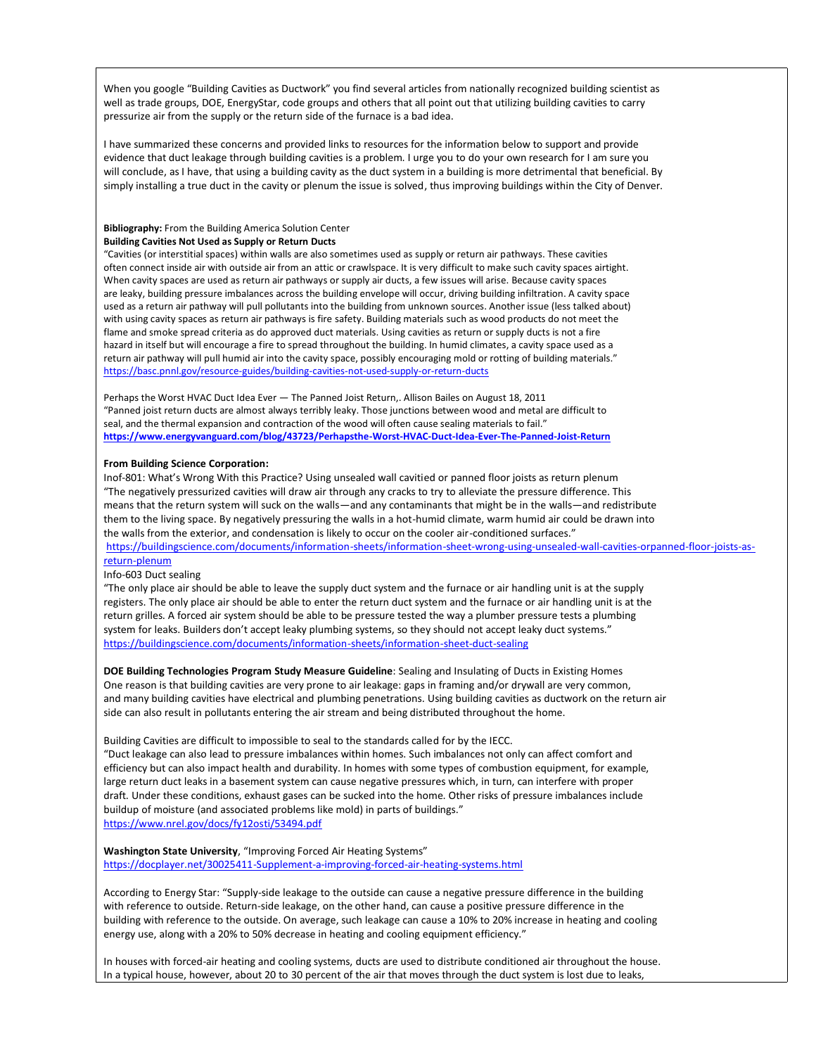When you google "Building Cavities as Ductwork" you find several articles from nationally recognized building scientist as well as trade groups, DOE, EnergyStar, code groups and others that all point out that utilizing building cavities to carry pressurize air from the supply or the return side of the furnace is a bad idea.

I have summarized these concerns and provided links to resources for the information below to support and provide evidence that duct leakage through building cavities is a problem. I urge you to do your own research for I am sure you will conclude, as I have, that using a building cavity as the duct system in a building is more detrimental that beneficial. By simply installing a true duct in the cavity or plenum the issue is solved, thus improving buildings within the City of Denver.

**Bibliography:** From the Building America Solution Center
**Building Cavities Not Used as Supply or Return Ducts**
"Cavities (or interstitial spaces) within walls are also sometimes used as supply or return air pathways. These cavities often connect inside air with outside air from an attic or crawlspace. It is very difficult to make such cavity spaces airtight. When cavity spaces are used as return air pathways or supply air ducts, a few issues will arise. Because cavity spaces are leaky, building pressure imbalances across the building envelope will occur, driving building infiltration. A cavity space used as a return air pathway will pull pollutants into the building from unknown sources. Another issue (less talked about) with using cavity spaces as return air pathways is fire safety. Building materials such as wood products do not meet the flame and smoke spread criteria as do approved duct materials. Using cavities as return or supply ducts is not a fire hazard in itself but will encourage a fire to spread throughout the building. In humid climates, a cavity space used as a return air pathway will pull humid air into the cavity space, possibly encouraging mold or rotting of building materials."
https://basc.pnnl.gov/resource-guides/building-cavities-not-used-supply-or-return-ducts

Perhaps the Worst HVAC Duct Idea Ever — The Panned Joist Return,. Allison Bailes on August 18, 2011
"Panned joist return ducts are almost always terribly leaky. Those junctions between wood and metal are difficult to seal, and the thermal expansion and contraction of the wood will often cause sealing materials to fail."
**https://www.energyvanguard.com/blog/43723/Perhapsthe-Worst-HVAC-Duct-Idea-Ever-The-Panned-Joist-Return**

**From Building Science Corporation:**
Inof-801: What's Wrong With this Practice? Using unsealed wall cavitied or panned floor joists as return plenum
"The negatively pressurized cavities will draw air through any cracks to try to alleviate the pressure difference. This means that the return system will suck on the walls—and any contaminants that might be in the walls—and redistribute them to the living space. By negatively pressuring the walls in a hot-humid climate, warm humid air could be drawn into the walls from the exterior, and condensation is likely to occur on the cooler air-conditioned surfaces."
https://buildingscience.com/documents/information-sheets/information-sheet-wrong-using-unsealed-wall-cavities-orpanned-floor-joists-as-return-plenum

Info-603 Duct sealing
"The only place air should be able to leave the supply duct system and the furnace or air handling unit is at the supply registers. The only place air should be able to enter the return duct system and the furnace or air handling unit is at the return grilles. A forced air system should be able to be pressure tested the way a plumber pressure tests a plumbing system for leaks. Builders don't accept leaky plumbing systems, so they should not accept leaky duct systems."
https://buildingscience.com/documents/information-sheets/information-sheet-duct-sealing

**DOE Building Technologies Program Study Measure Guideline**: Sealing and Insulating of Ducts in Existing Homes
One reason is that building cavities are very prone to air leakage: gaps in framing and/or drywall are very common, and many building cavities have electrical and plumbing penetrations. Using building cavities as ductwork on the return air side can also result in pollutants entering the air stream and being distributed throughout the home.

Building Cavities are difficult to impossible to seal to the standards called for by the IECC.
"Duct leakage can also lead to pressure imbalances within homes. Such imbalances not only can affect comfort and efficiency but can also impact health and durability. In homes with some types of combustion equipment, for example, large return duct leaks in a basement system can cause negative pressures which, in turn, can interfere with proper draft. Under these conditions, exhaust gases can be sucked into the home. Other risks of pressure imbalances include buildup of moisture (and associated problems like mold) in parts of buildings."
https://www.nrel.gov/docs/fy12osti/53494.pdf

**Washington State University**, "Improving Forced Air Heating Systems"
https://docplayer.net/30025411-Supplement-a-improving-forced-air-heating-systems.html

According to Energy Star: "Supply-side leakage to the outside can cause a negative pressure difference in the building with reference to outside. Return-side leakage, on the other hand, can cause a positive pressure difference in the building with reference to the outside. On average, such leakage can cause a 10% to 20% increase in heating and cooling energy use, along with a 20% to 50% decrease in heating and cooling equipment efficiency."

In houses with forced-air heating and cooling systems, ducts are used to distribute conditioned air throughout the house. In a typical house, however, about 20 to 30 percent of the air that moves through the duct system is lost due to leaks,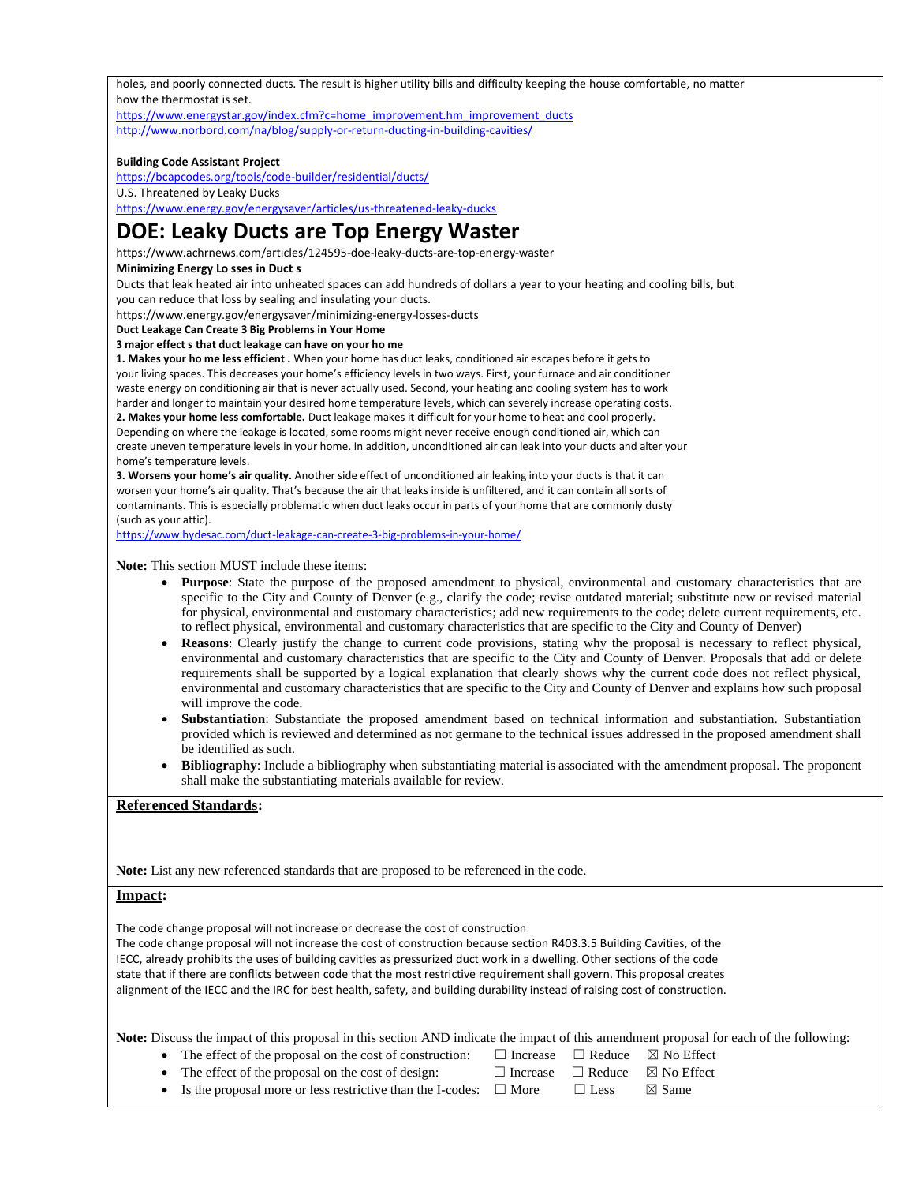holes, and poorly connected ducts. The result is higher utility bills and difficulty keeping the house comfortable, no matter how the thermostat is set.

https://www.energystar.gov/index.cfm?c=home_improvement.hm_improvement_ducts
http://www.norbord.com/na/blog/supply-or-return-ducting-in-building-cavities/

**Building Code Assistant Project**
https://bcapcodes.org/tools/code-builder/residential/ducts/
U.S. Threatened by Leaky Ducks
https://www.energy.gov/energysaver/articles/us-threatened-leaky-ducks

# DOE: Leaky Ducts are Top Energy Waster

https://www.achrnews.com/articles/124595-doe-leaky-ducts-are-top-energy-waster

**Minimizing Energy Lo sses in Duct s**

Ducts that leak heated air into unheated spaces can add hundreds of dollars a year to your heating and cooling bills, but you can reduce that loss by sealing and insulating your ducts.

https://www.energy.gov/energysaver/minimizing-energy-losses-ducts

**Duct Leakage Can Create 3 Big Problems in Your Home**

**3 major effect s that duct leakage can have on your ho me**

**1. Makes your ho me less efficient .** When your home has duct leaks, conditioned air escapes before it gets to your living spaces. This decreases your home's efficiency levels in two ways. First, your furnace and air conditioner waste energy on conditioning air that is never actually used. Second, your heating and cooling system has to work harder and longer to maintain your desired home temperature levels, which can severely increase operating costs.

**2. Makes your home less comfortable.** Duct leakage makes it difficult for your home to heat and cool properly. Depending on where the leakage is located, some rooms might never receive enough conditioned air, which can create uneven temperature levels in your home. In addition, unconditioned air can leak into your ducts and alter your home's temperature levels.

**3. Worsens your home's air quality.** Another side effect of unconditioned air leaking into your ducts is that it can worsen your home's air quality. That's because the air that leaks inside is unfiltered, and it can contain all sorts of contaminants. This is especially problematic when duct leaks occur in parts of your home that are commonly dusty (such as your attic).

https://www.hydesac.com/duct-leakage-can-create-3-big-problems-in-your-home/

**Note:** This section MUST include these items:

- **Purpose**: State the purpose of the proposed amendment to physical, environmental and customary characteristics that are specific to the City and County of Denver (e.g., clarify the code; revise outdated material; substitute new or revised material for physical, environmental and customary characteristics; add new requirements to the code; delete current requirements, etc. to reflect physical, environmental and customary characteristics that are specific to the City and County of Denver)
- **Reasons**: Clearly justify the change to current code provisions, stating why the proposal is necessary to reflect physical, environmental and customary characteristics that are specific to the City and County of Denver. Proposals that add or delete requirements shall be supported by a logical explanation that clearly shows why the current code does not reflect physical, environmental and customary characteristics that are specific to the City and County of Denver and explains how such proposal will improve the code.
- **Substantiation**: Substantiate the proposed amendment based on technical information and substantiation. Substantiation provided which is reviewed and determined as not germane to the technical issues addressed in the proposed amendment shall be identified as such.
- **Bibliography**: Include a bibliography when substantiating material is associated with the amendment proposal. The proponent shall make the substantiating materials available for review.

**Referenced Standards:**

**Note:** List any new referenced standards that are proposed to be referenced in the code.

**Impact:**

The code change proposal will not increase or decrease the cost of construction
The code change proposal will not increase the cost of construction because section R403.3.5 Building Cavities, of the IECC, already prohibits the uses of building cavities as pressurized duct work in a dwelling. Other sections of the code state that if there are conflicts between code that the most restrictive requirement shall govern. This proposal creates alignment of the IECC and the IRC for best health, safety, and building durability instead of raising cost of construction.

**Note:** Discuss the impact of this proposal in this section AND indicate the impact of this amendment proposal for each of the following:

- The effect of the proposal on the cost of construction: ☐ Increase ☐ Reduce ☒ No Effect
- The effect of the proposal on the cost of design: ☐ Increase ☐ Reduce ☒ No Effect
- Is the proposal more or less restrictive than the I-codes: ☐ More ☐ Less ☒ Same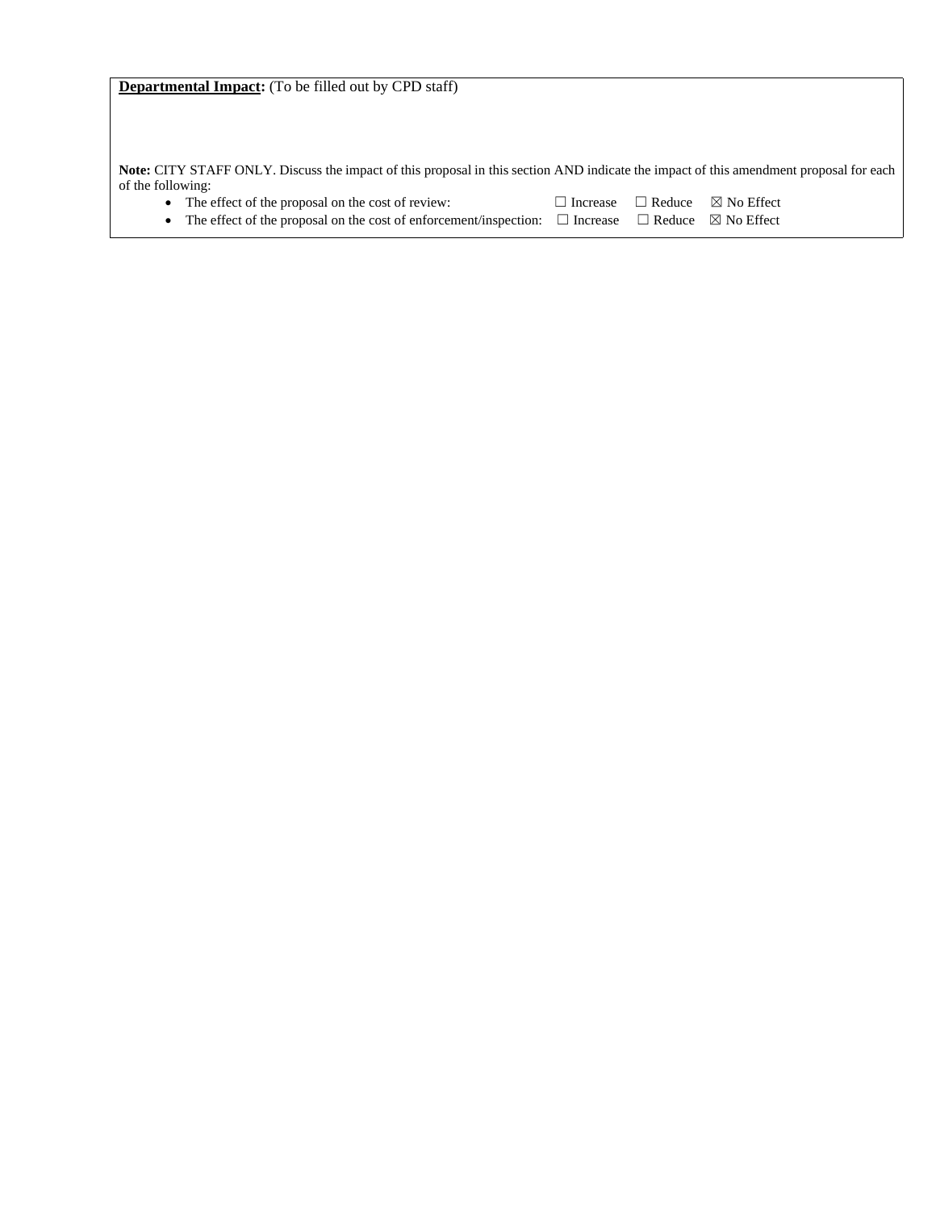**<u>Departmental Impact</u>:** (To be filled out by CPD staff)

**Note:** CITY STAFF ONLY. Discuss the impact of this proposal in this section AND indicate the impact of this amendment proposal for each of the following:

- The effect of the proposal on the cost of review: ☐ Increase ☐ Reduce ☒ No Effect
- The effect of the proposal on the cost of enforcement/inspection: ☐ Increase ☐ Reduce ☒ No Effect